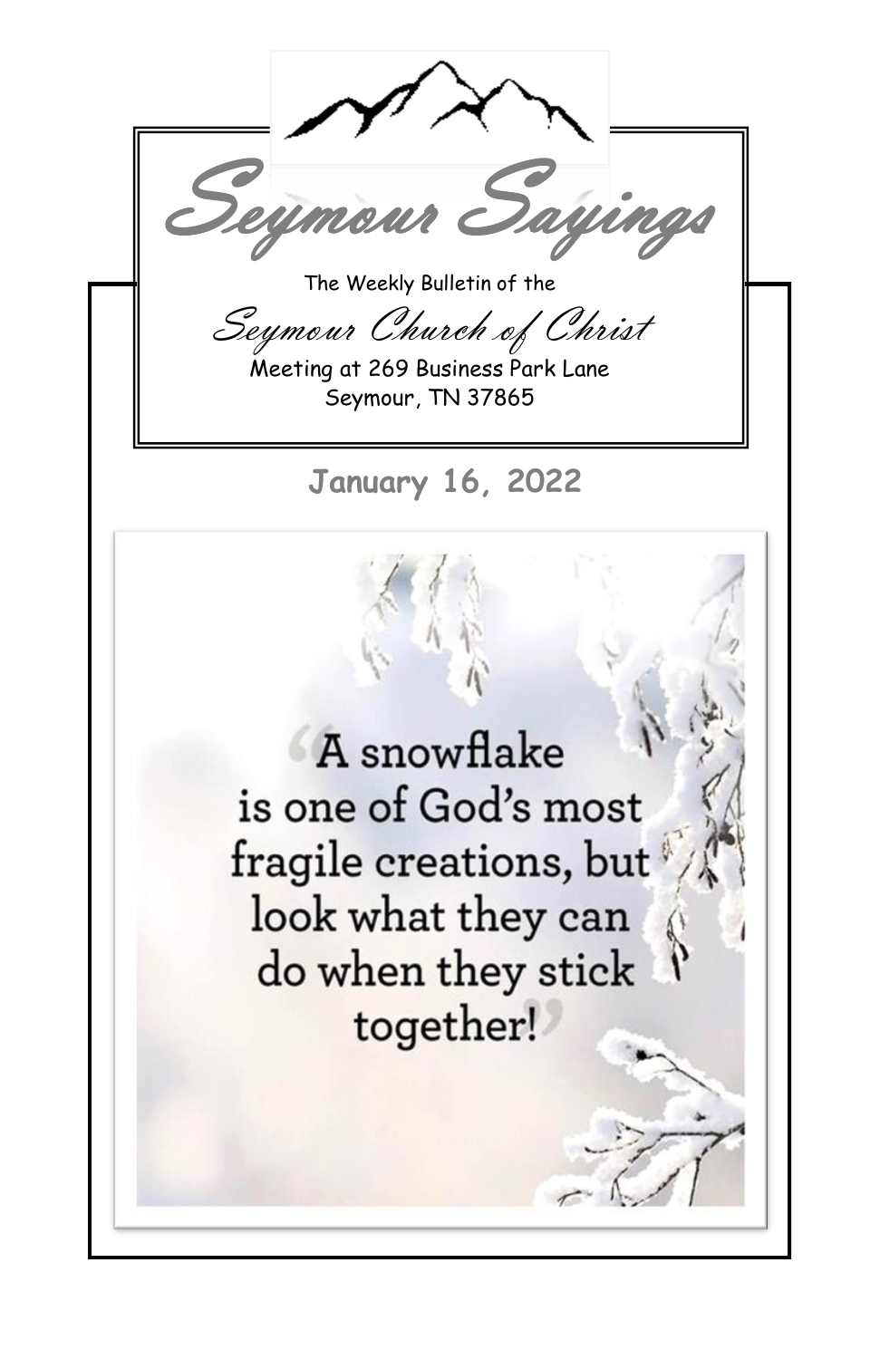# Seymour Sayings

The Weekly Bulletin of the

## Seymour Church of Christ

Meeting at 269 Business Park Lane
Seymour, TN 37865

**January 16, 2022**

"A snowflake is one of God's most fragile creations, but look what they can do when they stick together!"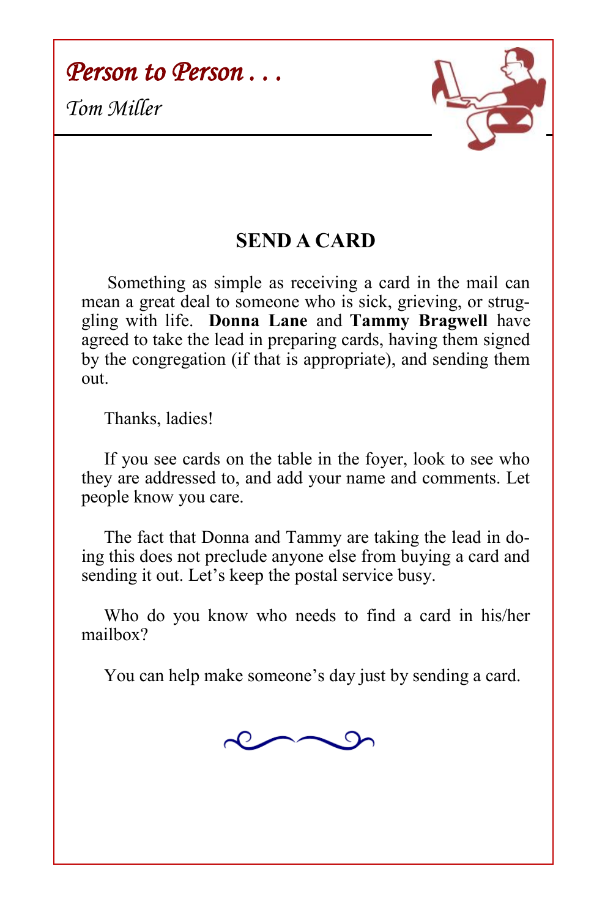# *Person to Person . . .*

*Tom Miller*

## SEND A CARD

Something as simple as receiving a card in the mail can mean a great deal to someone who is sick, grieving, or struggling with life. **Donna Lane** and **Tammy Bragwell** have agreed to take the lead in preparing cards, having them signed by the congregation (if that is appropriate), and sending them out.

Thanks, ladies!

If you see cards on the table in the foyer, look to see who they are addressed to, and add your name and comments. Let people know you care.

The fact that Donna and Tammy are taking the lead in doing this does not preclude anyone else from buying a card and sending it out. Let's keep the postal service busy.

Who do you know who needs to find a card in his/her mailbox?

You can help make someone's day just by sending a card.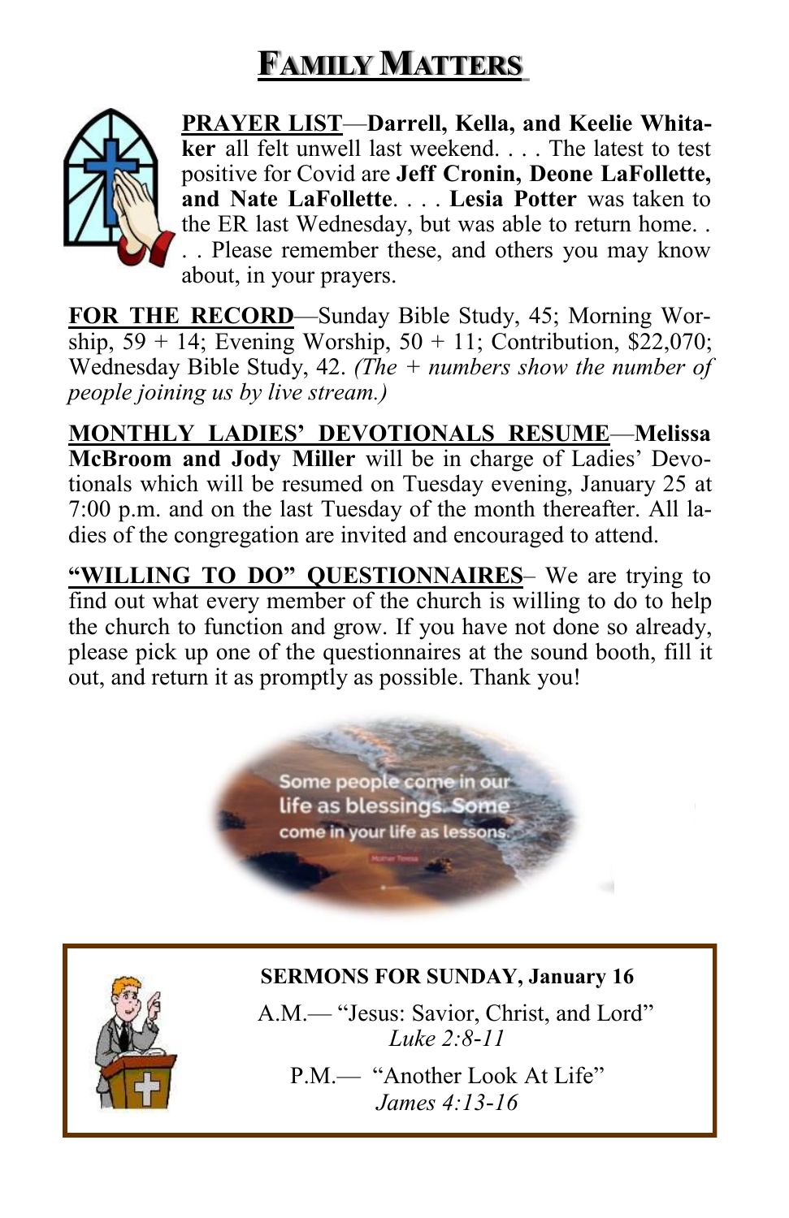# FAMILY MATTERS

**PRAYER LIST**—**Darrell, Kella, and Keelie Whitaker** all felt unwell last weekend. . . . The latest to test positive for Covid are **Jeff Cronin, Deone LaFollette, and Nate LaFollette**. . . . **Lesia Potter** was taken to the ER last Wednesday, but was able to return home. . . . Please remember these, and others you may know about, in your prayers.

**FOR THE RECORD**—Sunday Bible Study, 45; Morning Worship, 59 + 14; Evening Worship, 50 + 11; Contribution, $22,070; Wednesday Bible Study, 42. *(The + numbers show the number of people joining us by live stream.)*

**MONTHLY LADIES' DEVOTIONALS RESUME**—**Melissa McBroom and Jody Miller** will be in charge of Ladies' Devotionals which will be resumed on Tuesday evening, January 25 at 7:00 p.m. and on the last Tuesday of the month thereafter. All ladies of the congregation are invited and encouraged to attend.

**"WILLING TO DO" QUESTIONNAIRES**– We are trying to find out what every member of the church is willing to do to help the church to function and grow. If you have not done so already, please pick up one of the questionnaires at the sound booth, fill it out, and return it as promptly as possible. Thank you!

Some people come in our life as blessings. Some come in your life as lessons.

**SERMONS FOR SUNDAY, January 16**

A.M.— "Jesus: Savior, Christ, and Lord"
*Luke 2:8-11*

P.M.— "Another Look At Life"
*James 4:13-16*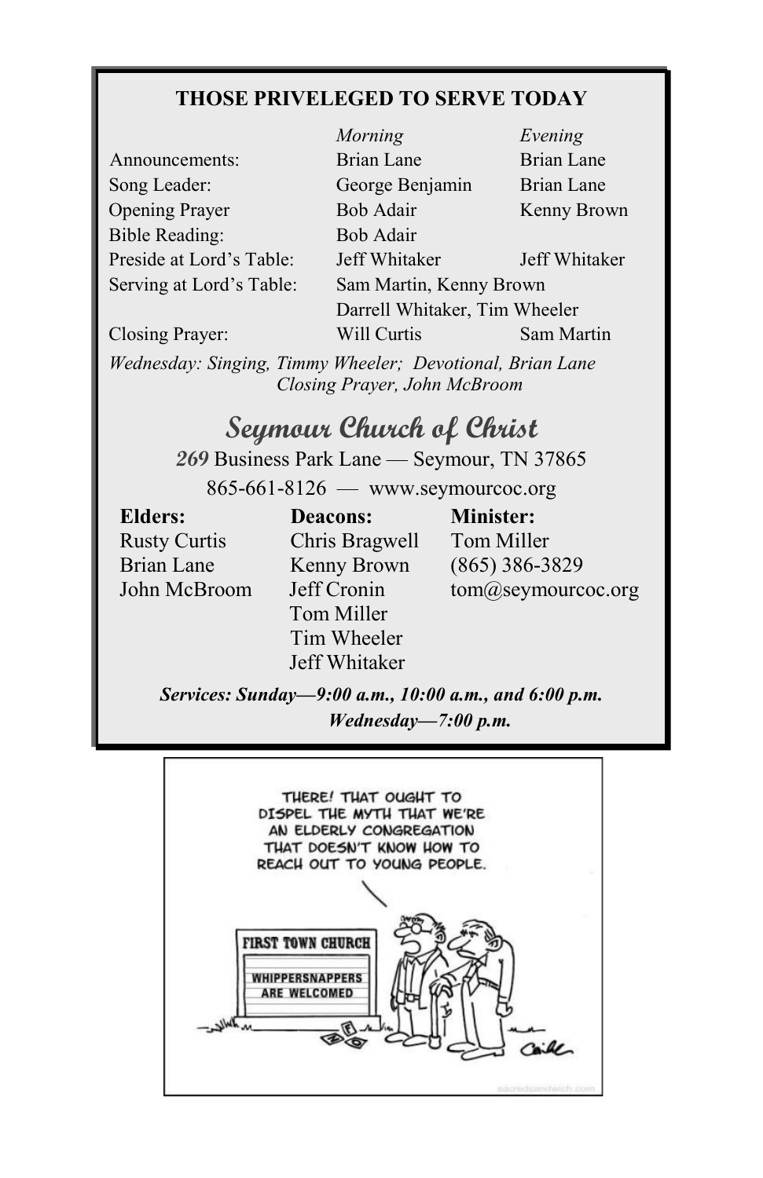## THOSE PRIVELEGED TO SERVE TODAY

| | *Morning* | *Evening* |
|---|---|---|
| Announcements: | Brian Lane | Brian Lane |
| Song Leader: | George Benjamin | Brian Lane |
| Opening Prayer | Bob Adair | Kenny Brown |
| Bible Reading: | Bob Adair | |
| Preside at Lord's Table: | Jeff Whitaker | Jeff Whitaker |
| Serving at Lord's Table: | Sam Martin, Kenny Brown<br>Darrell Whitaker, Tim Wheeler | |
| Closing Prayer: | Will Curtis | Sam Martin |

*Wednesday: Singing, Timmy Wheeler; Devotional, Brian Lane*
*Closing Prayer, John McBroom*

# Seymour Church of Christ

*269* Business Park Lane — Seymour, TN 37865

865-661-8126 — www.seymourcoc.org

| **Elders:** | **Deacons:** | **Minister:** |
|---|---|---|
| Rusty Curtis | Chris Bragwell | Tom Miller |
| Brian Lane | Kenny Brown | (865) 386-3829 |
| John McBroom | Jeff Cronin | tom@seymourcoc.org |
| | Tom Miller | |
| | Tim Wheeler | |
| | Jeff Whitaker | |

***Services: Sunday—9:00 a.m., 10:00 a.m., and 6:00 p.m.***
***Wednesday—7:00 p.m.***